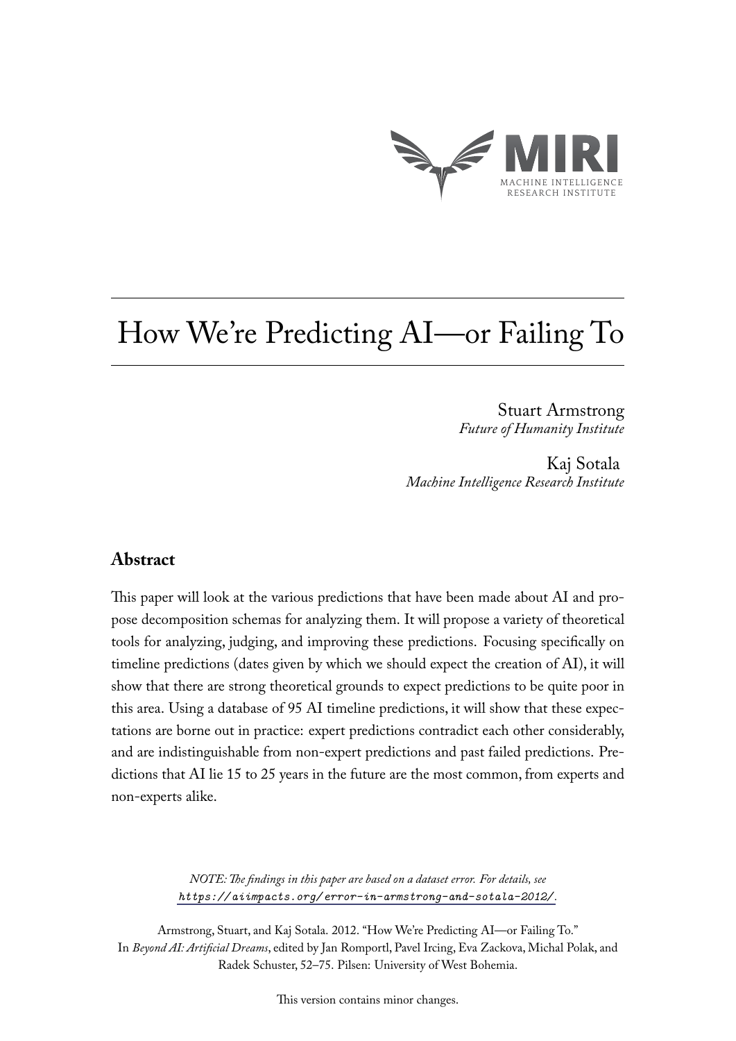# How We're Predicting AI—or Failing To

Stuart Armstrong
*Future of Humanity Institute*

Kaj Sotala
*Machine Intelligence Research Institute*

## Abstract

This paper will look at the various predictions that have been made about AI and propose decomposition schemas for analyzing them. It will propose a variety of theoretical tools for analyzing, judging, and improving these predictions. Focusing specifically on timeline predictions (dates given by which we should expect the creation of AI), it will show that there are strong theoretical grounds to expect predictions to be quite poor in this area. Using a database of 95 AI timeline predictions, it will show that these expectations are borne out in practice: expert predictions contradict each other considerably, and are indistinguishable from non-expert predictions and past failed predictions. Predictions that AI lie 15 to 25 years in the future are the most common, from experts and non-experts alike.

*NOTE: The findings in this paper are based on a dataset error. For details, see* `https://aiimpacts.org/error-in-armstrong-and-sotala-2012/`.

Armstrong, Stuart, and Kaj Sotala. 2012. "How We're Predicting AI—or Failing To." In *Beyond AI: Artificial Dreams*, edited by Jan Romportl, Pavel Ircing, Eva Zackova, Michal Polak, and Radek Schuster, 52–75. Pilsen: University of West Bohemia.

This version contains minor changes.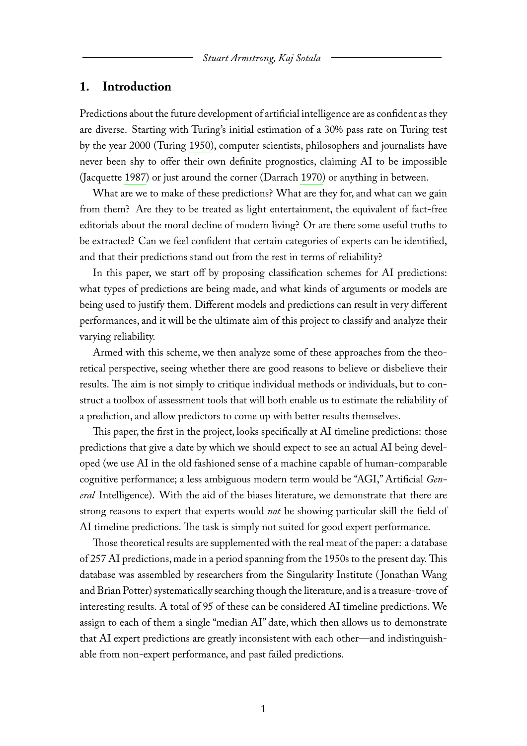## 1. Introduction

Predictions about the future development of artificial intelligence are as confident as they are diverse. Starting with Turing's initial estimation of a 30% pass rate on Turing test by the year 2000 (Turing 1950), computer scientists, philosophers and journalists have never been shy to offer their own definite prognostics, claiming AI to be impossible (Jacquette 1987) or just around the corner (Darrach 1970) or anything in between.

What are we to make of these predictions? What are they for, and what can we gain from them? Are they to be treated as light entertainment, the equivalent of fact-free editorials about the moral decline of modern living? Or are there some useful truths to be extracted? Can we feel confident that certain categories of experts can be identified, and that their predictions stand out from the rest in terms of reliability?

In this paper, we start off by proposing classification schemes for AI predictions: what types of predictions are being made, and what kinds of arguments or models are being used to justify them. Different models and predictions can result in very different performances, and it will be the ultimate aim of this project to classify and analyze their varying reliability.

Armed with this scheme, we then analyze some of these approaches from the theoretical perspective, seeing whether there are good reasons to believe or disbelieve their results. The aim is not simply to critique individual methods or individuals, but to construct a toolbox of assessment tools that will both enable us to estimate the reliability of a prediction, and allow predictors to come up with better results themselves.

This paper, the first in the project, looks specifically at AI timeline predictions: those predictions that give a date by which we should expect to see an actual AI being developed (we use AI in the old fashioned sense of a machine capable of human-comparable cognitive performance; a less ambiguous modern term would be "AGI," Artificial *General* Intelligence). With the aid of the biases literature, we demonstrate that there are strong reasons to expert that experts would *not* be showing particular skill the field of AI timeline predictions. The task is simply not suited for good expert performance.

Those theoretical results are supplemented with the real meat of the paper: a database of 257 AI predictions, made in a period spanning from the 1950s to the present day. This database was assembled by researchers from the Singularity Institute (Jonathan Wang and Brian Potter) systematically searching though the literature, and is a treasure-trove of interesting results. A total of 95 of these can be considered AI timeline predictions. We assign to each of them a single "median AI" date, which then allows us to demonstrate that AI expert predictions are greatly inconsistent with each other—and indistinguishable from non-expert performance, and past failed predictions.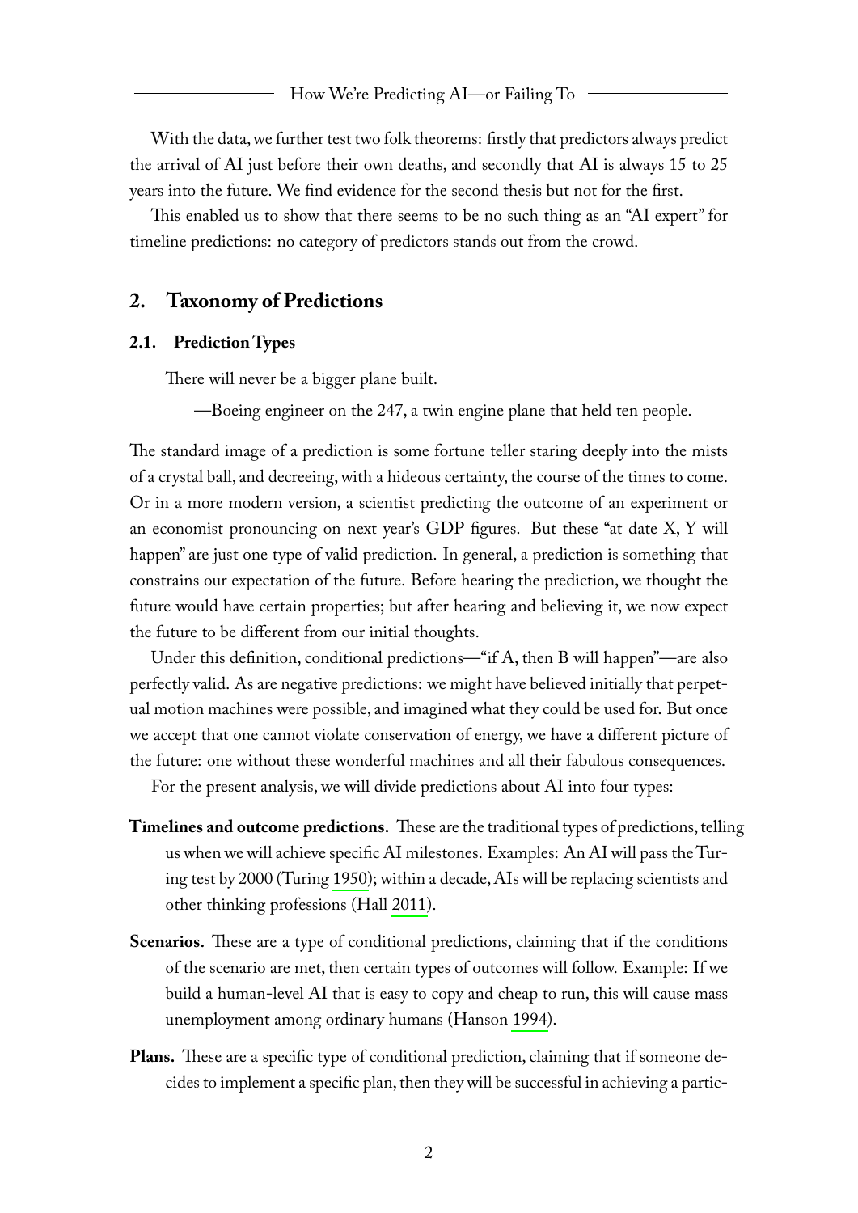With the data, we further test two folk theorems: firstly that predictors always predict the arrival of AI just before their own deaths, and secondly that AI is always 15 to 25 years into the future. We find evidence for the second thesis but not for the first.

This enabled us to show that there seems to be no such thing as an "AI expert" for timeline predictions: no category of predictors stands out from the crowd.

## 2. Taxonomy of Predictions

### 2.1. Prediction Types

> There will never be a bigger plane built.
>
> —Boeing engineer on the 247, a twin engine plane that held ten people.

The standard image of a prediction is some fortune teller staring deeply into the mists of a crystal ball, and decreeing, with a hideous certainty, the course of the times to come. Or in a more modern version, a scientist predicting the outcome of an experiment or an economist pronouncing on next year's GDP figures. But these "at date X, Y will happen" are just one type of valid prediction. In general, a prediction is something that constrains our expectation of the future. Before hearing the prediction, we thought the future would have certain properties; but after hearing and believing it, we now expect the future to be different from our initial thoughts.

Under this definition, conditional predictions—"if A, then B will happen"—are also perfectly valid. As are negative predictions: we might have believed initially that perpetual motion machines were possible, and imagined what they could be used for. But once we accept that one cannot violate conservation of energy, we have a different picture of the future: one without these wonderful machines and all their fabulous consequences.

For the present analysis, we will divide predictions about AI into four types:

**Timelines and outcome predictions.** These are the traditional types of predictions, telling us when we will achieve specific AI milestones. Examples: An AI will pass the Turing test by 2000 (Turing 1950); within a decade, AIs will be replacing scientists and other thinking professions (Hall 2011).

**Scenarios.** These are a type of conditional predictions, claiming that if the conditions of the scenario are met, then certain types of outcomes will follow. Example: If we build a human-level AI that is easy to copy and cheap to run, this will cause mass unemployment among ordinary humans (Hanson 1994).

**Plans.** These are a specific type of conditional prediction, claiming that if someone decides to implement a specific plan, then they will be successful in achieving a partic-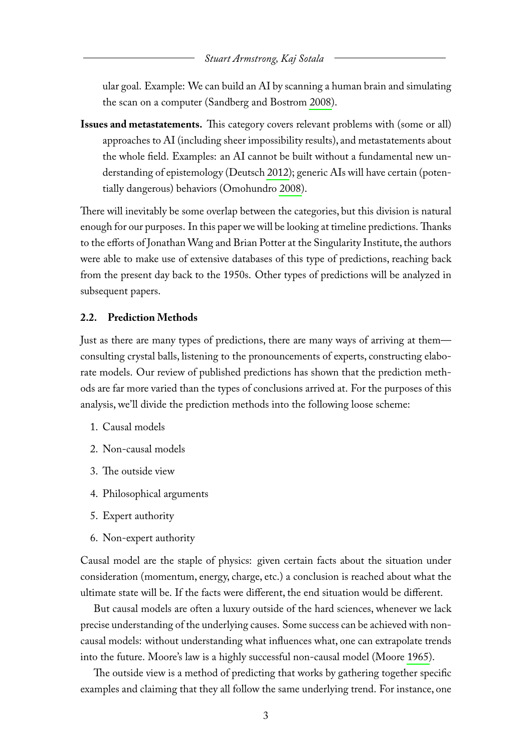ular goal. Example: We can build an AI by scanning a human brain and simulating the scan on a computer (Sandberg and Bostrom 2008).

**Issues and metastatements.** This category covers relevant problems with (some or all) approaches to AI (including sheer impossibility results), and metastatements about the whole field. Examples: an AI cannot be built without a fundamental new understanding of epistemology (Deutsch 2012); generic AIs will have certain (potentially dangerous) behaviors (Omohundro 2008).

There will inevitably be some overlap between the categories, but this division is natural enough for our purposes. In this paper we will be looking at timeline predictions. Thanks to the efforts of Jonathan Wang and Brian Potter at the Singularity Institute, the authors were able to make use of extensive databases of this type of predictions, reaching back from the present day back to the 1950s. Other types of predictions will be analyzed in subsequent papers.

### 2.2. Prediction Methods

Just as there are many types of predictions, there are many ways of arriving at them—consulting crystal balls, listening to the pronouncements of experts, constructing elaborate models. Our review of published predictions has shown that the prediction methods are far more varied than the types of conclusions arrived at. For the purposes of this analysis, we'll divide the prediction methods into the following loose scheme:

1. Causal models
2. Non-causal models
3. The outside view
4. Philosophical arguments
5. Expert authority
6. Non-expert authority

Causal model are the staple of physics: given certain facts about the situation under consideration (momentum, energy, charge, etc.) a conclusion is reached about what the ultimate state will be. If the facts were different, the end situation would be different.

But causal models are often a luxury outside of the hard sciences, whenever we lack precise understanding of the underlying causes. Some success can be achieved with non-causal models: without understanding what influences what, one can extrapolate trends into the future. Moore's law is a highly successful non-causal model (Moore 1965).

The outside view is a method of predicting that works by gathering together specific examples and claiming that they all follow the same underlying trend. For instance, one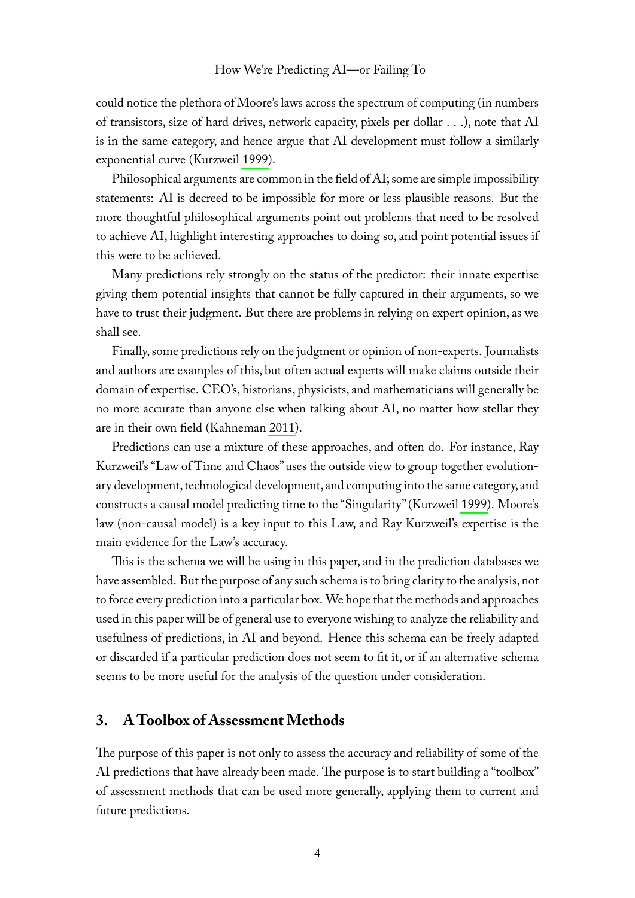could notice the plethora of Moore's laws across the spectrum of computing (in numbers of transistors, size of hard drives, network capacity, pixels per dollar . . .), note that AI is in the same category, and hence argue that AI development must follow a similarly exponential curve (Kurzweil 1999).

Philosophical arguments are common in the field of AI; some are simple impossibility statements: AI is decreed to be impossible for more or less plausible reasons. But the more thoughtful philosophical arguments point out problems that need to be resolved to achieve AI, highlight interesting approaches to doing so, and point potential issues if this were to be achieved.

Many predictions rely strongly on the status of the predictor: their innate expertise giving them potential insights that cannot be fully captured in their arguments, so we have to trust their judgment. But there are problems in relying on expert opinion, as we shall see.

Finally, some predictions rely on the judgment or opinion of non-experts. Journalists and authors are examples of this, but often actual experts will make claims outside their domain of expertise. CEO's, historians, physicists, and mathematicians will generally be no more accurate than anyone else when talking about AI, no matter how stellar they are in their own field (Kahneman 2011).

Predictions can use a mixture of these approaches, and often do. For instance, Ray Kurzweil's "Law of Time and Chaos" uses the outside view to group together evolutionary development, technological development, and computing into the same category, and constructs a causal model predicting time to the "Singularity" (Kurzweil 1999). Moore's law (non-causal model) is a key input to this Law, and Ray Kurzweil's expertise is the main evidence for the Law's accuracy.

This is the schema we will be using in this paper, and in the prediction databases we have assembled. But the purpose of any such schema is to bring clarity to the analysis, not to force every prediction into a particular box. We hope that the methods and approaches used in this paper will be of general use to everyone wishing to analyze the reliability and usefulness of predictions, in AI and beyond. Hence this schema can be freely adapted or discarded if a particular prediction does not seem to fit it, or if an alternative schema seems to be more useful for the analysis of the question under consideration.

## 3. A Toolbox of Assessment Methods

The purpose of this paper is not only to assess the accuracy and reliability of some of the AI predictions that have already been made. The purpose is to start building a "toolbox" of assessment methods that can be used more generally, applying them to current and future predictions.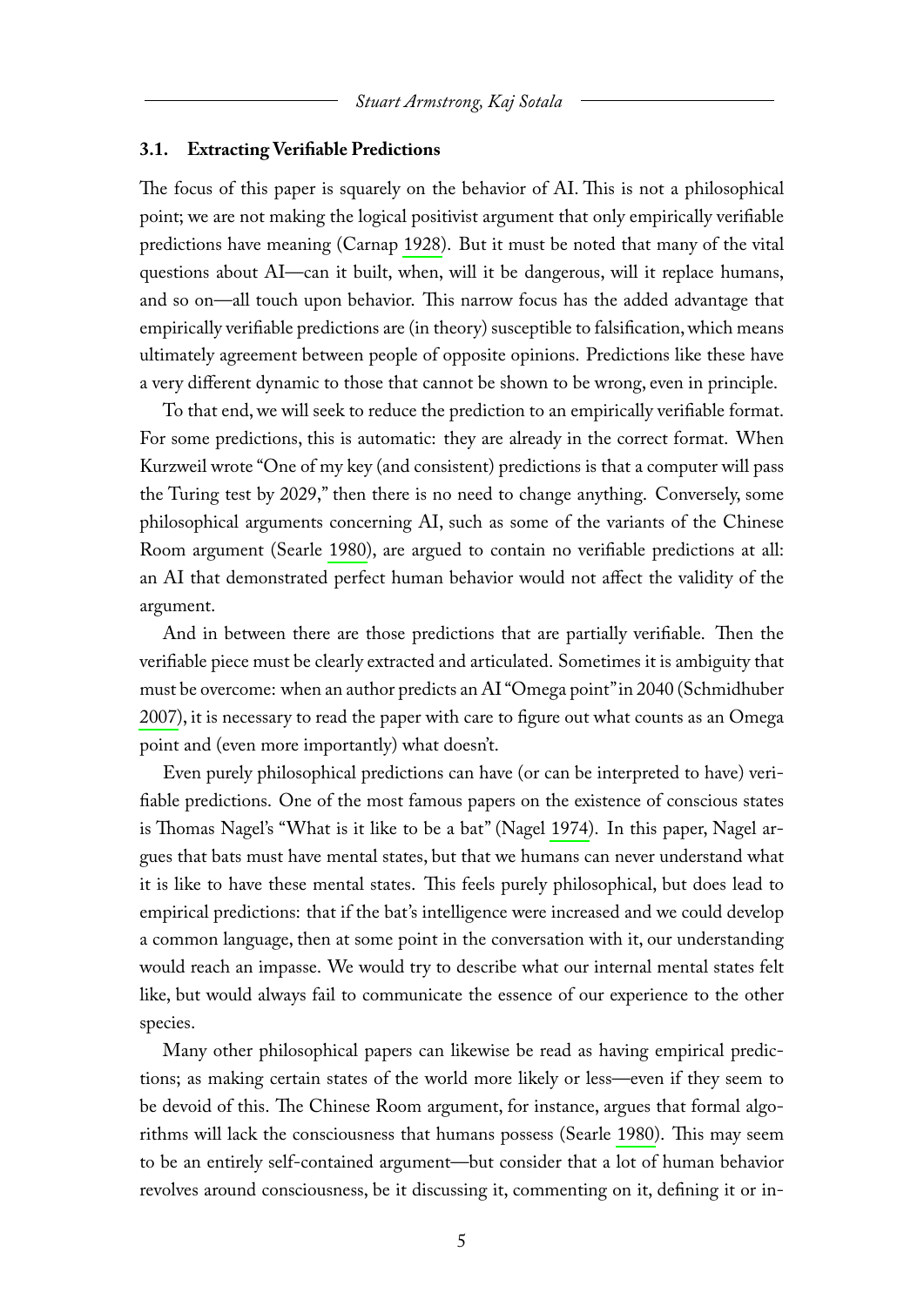### 3.1. Extracting Verifiable Predictions

The focus of this paper is squarely on the behavior of AI. This is not a philosophical point; we are not making the logical positivist argument that only empirically verifiable predictions have meaning (Carnap 1928). But it must be noted that many of the vital questions about AI—can it built, when, will it be dangerous, will it replace humans, and so on—all touch upon behavior. This narrow focus has the added advantage that empirically verifiable predictions are (in theory) susceptible to falsification, which means ultimately agreement between people of opposite opinions. Predictions like these have a very different dynamic to those that cannot be shown to be wrong, even in principle.

To that end, we will seek to reduce the prediction to an empirically verifiable format. For some predictions, this is automatic: they are already in the correct format. When Kurzweil wrote "One of my key (and consistent) predictions is that a computer will pass the Turing test by 2029," then there is no need to change anything. Conversely, some philosophical arguments concerning AI, such as some of the variants of the Chinese Room argument (Searle 1980), are argued to contain no verifiable predictions at all: an AI that demonstrated perfect human behavior would not affect the validity of the argument.

And in between there are those predictions that are partially verifiable. Then the verifiable piece must be clearly extracted and articulated. Sometimes it is ambiguity that must be overcome: when an author predicts an AI "Omega point" in 2040 (Schmidhuber 2007), it is necessary to read the paper with care to figure out what counts as an Omega point and (even more importantly) what doesn't.

Even purely philosophical predictions can have (or can be interpreted to have) verifiable predictions. One of the most famous papers on the existence of conscious states is Thomas Nagel's "What is it like to be a bat" (Nagel 1974). In this paper, Nagel argues that bats must have mental states, but that we humans can never understand what it is like to have these mental states. This feels purely philosophical, but does lead to empirical predictions: that if the bat's intelligence were increased and we could develop a common language, then at some point in the conversation with it, our understanding would reach an impasse. We would try to describe what our internal mental states felt like, but would always fail to communicate the essence of our experience to the other species.

Many other philosophical papers can likewise be read as having empirical predictions; as making certain states of the world more likely or less—even if they seem to be devoid of this. The Chinese Room argument, for instance, argues that formal algorithms will lack the consciousness that humans possess (Searle 1980). This may seem to be an entirely self-contained argument—but consider that a lot of human behavior revolves around consciousness, be it discussing it, commenting on it, defining it or in-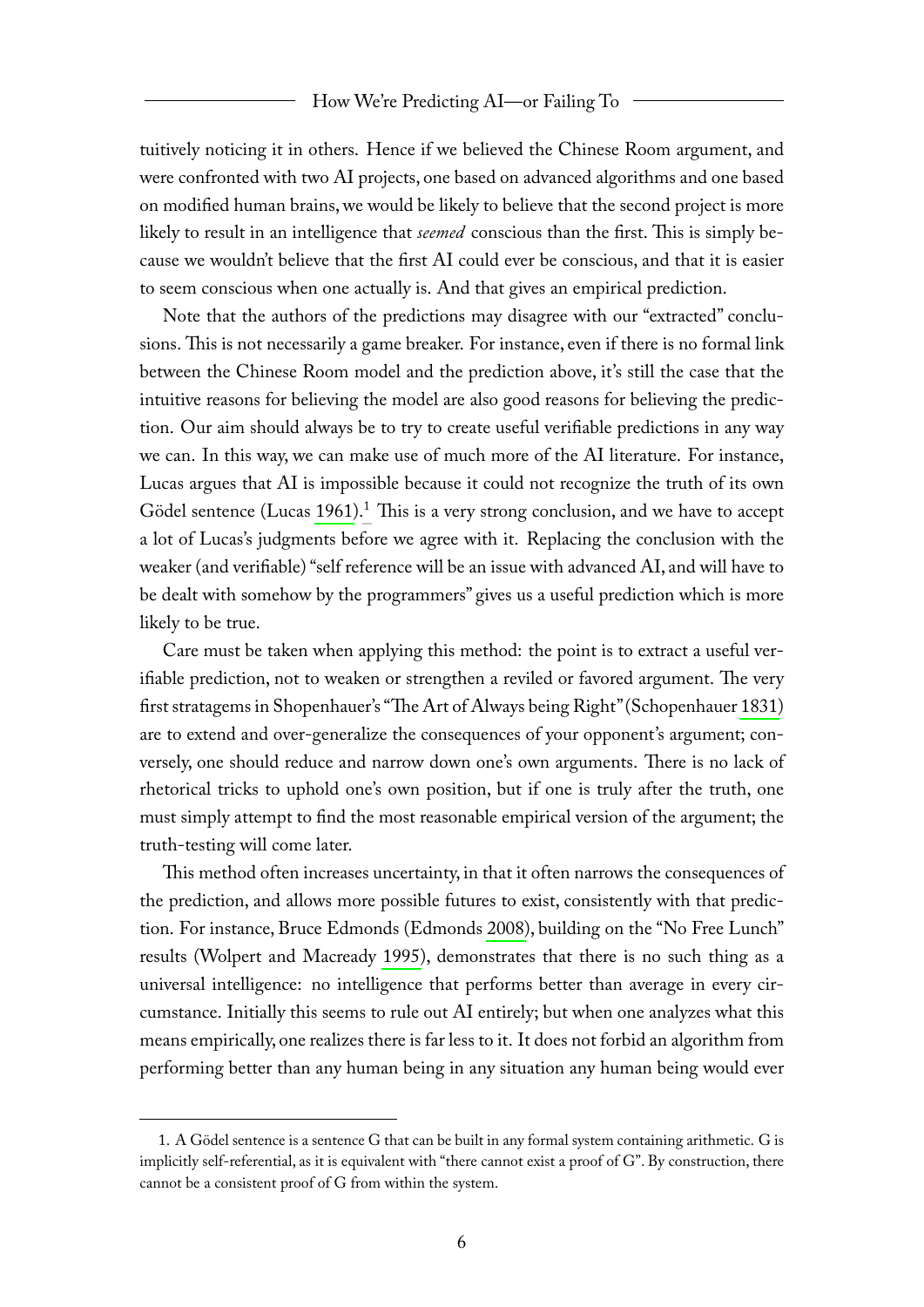tuitively noticing it in others. Hence if we believed the Chinese Room argument, and were confronted with two AI projects, one based on advanced algorithms and one based on modified human brains, we would be likely to believe that the second project is more likely to result in an intelligence that *seemed* conscious than the first. This is simply because we wouldn't believe that the first AI could ever be conscious, and that it is easier to seem conscious when one actually is. And that gives an empirical prediction.

Note that the authors of the predictions may disagree with our "extracted" conclusions. This is not necessarily a game breaker. For instance, even if there is no formal link between the Chinese Room model and the prediction above, it's still the case that the intuitive reasons for believing the model are also good reasons for believing the prediction. Our aim should always be to try to create useful verifiable predictions in any way we can. In this way, we can make use of much more of the AI literature. For instance, Lucas argues that AI is impossible because it could not recognize the truth of its own Gödel sentence (Lucas 1961).[1] This is a very strong conclusion, and we have to accept a lot of Lucas's judgments before we agree with it. Replacing the conclusion with the weaker (and verifiable) "self reference will be an issue with advanced AI, and will have to be dealt with somehow by the programmers" gives us a useful prediction which is more likely to be true.

Care must be taken when applying this method: the point is to extract a useful verifiable prediction, not to weaken or strengthen a reviled or favored argument. The very first stratagems in Shopenhauer's "The Art of Always being Right" (Schopenhauer 1831) are to extend and over-generalize the consequences of your opponent's argument; conversely, one should reduce and narrow down one's own arguments. There is no lack of rhetorical tricks to uphold one's own position, but if one is truly after the truth, one must simply attempt to find the most reasonable empirical version of the argument; the truth-testing will come later.

This method often increases uncertainty, in that it often narrows the consequences of the prediction, and allows more possible futures to exist, consistently with that prediction. For instance, Bruce Edmonds (Edmonds 2008), building on the "No Free Lunch" results (Wolpert and Macready 1995), demonstrates that there is no such thing as a universal intelligence: no intelligence that performs better than average in every circumstance. Initially this seems to rule out AI entirely; but when one analyzes what this means empirically, one realizes there is far less to it. It does not forbid an algorithm from performing better than any human being in any situation any human being would ever

1. A Gödel sentence is a sentence G that can be built in any formal system containing arithmetic. G is implicitly self-referential, as it is equivalent with "there cannot exist a proof of G". By construction, there cannot be a consistent proof of G from within the system.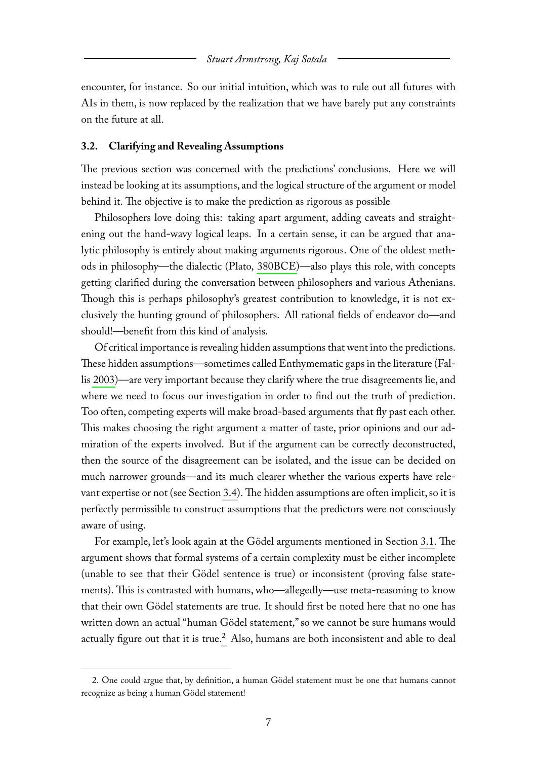encounter, for instance. So our initial intuition, which was to rule out all futures with AIs in them, is now replaced by the realization that we have barely put any constraints on the future at all.

### 3.2. Clarifying and Revealing Assumptions

The previous section was concerned with the predictions' conclusions. Here we will instead be looking at its assumptions, and the logical structure of the argument or model behind it. The objective is to make the prediction as rigorous as possible

Philosophers love doing this: taking apart argument, adding caveats and straightening out the hand-wavy logical leaps. In a certain sense, it can be argued that analytic philosophy is entirely about making arguments rigorous. One of the oldest methods in philosophy—the dialectic (Plato, 380BCE)—also plays this role, with concepts getting clarified during the conversation between philosophers and various Athenians. Though this is perhaps philosophy's greatest contribution to knowledge, it is not exclusively the hunting ground of philosophers. All rational fields of endeavor do—and should!—benefit from this kind of analysis.

Of critical importance is revealing hidden assumptions that went into the predictions. These hidden assumptions—sometimes called Enthymematic gaps in the literature (Fallis 2003)—are very important because they clarify where the true disagreements lie, and where we need to focus our investigation in order to find out the truth of prediction. Too often, competing experts will make broad-based arguments that fly past each other. This makes choosing the right argument a matter of taste, prior opinions and our admiration of the experts involved. But if the argument can be correctly deconstructed, then the source of the disagreement can be isolated, and the issue can be decided on much narrower grounds—and its much clearer whether the various experts have relevant expertise or not (see Section 3.4). The hidden assumptions are often implicit, so it is perfectly permissible to construct assumptions that the predictors were not consciously aware of using.

For example, let's look again at the Gödel arguments mentioned in Section 3.1. The argument shows that formal systems of a certain complexity must be either incomplete (unable to see that their Gödel sentence is true) or inconsistent (proving false statements). This is contrasted with humans, who—allegedly—use meta-reasoning to know that their own Gödel statements are true. It should first be noted here that no one has written down an actual "human Gödel statement," so we cannot be sure humans would actually figure out that it is true.[2] Also, humans are both inconsistent and able to deal

2. One could argue that, by definition, a human Gödel statement must be one that humans cannot recognize as being a human Gödel statement!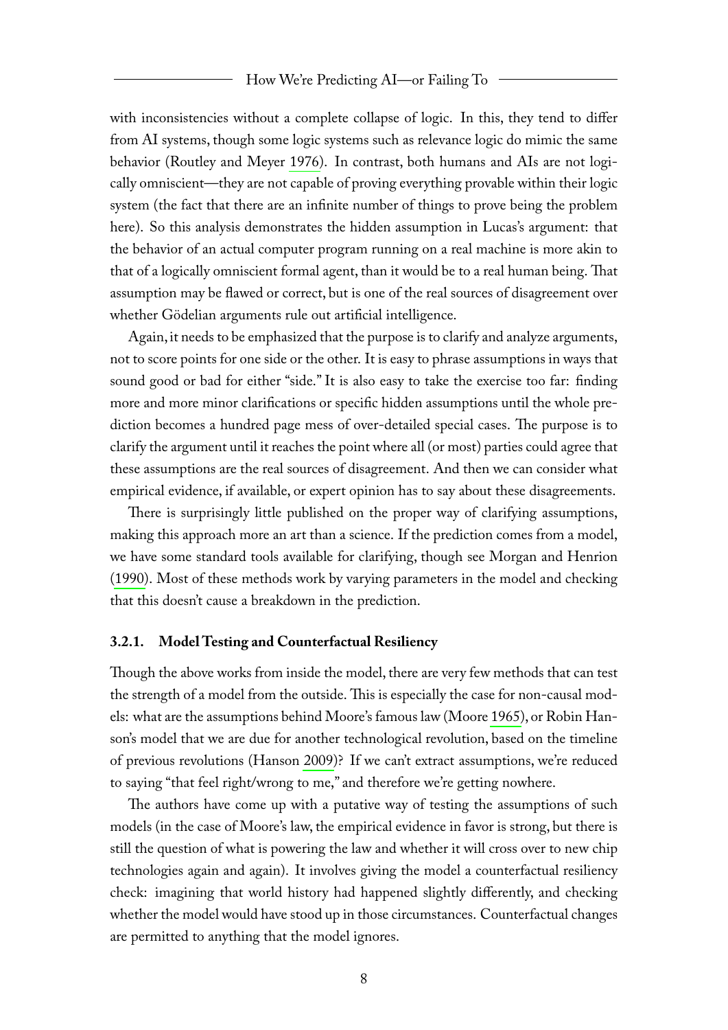with inconsistencies without a complete collapse of logic. In this, they tend to differ from AI systems, though some logic systems such as relevance logic do mimic the same behavior (Routley and Meyer 1976). In contrast, both humans and AIs are not logically omniscient—they are not capable of proving everything provable within their logic system (the fact that there are an infinite number of things to prove being the problem here). So this analysis demonstrates the hidden assumption in Lucas's argument: that the behavior of an actual computer program running on a real machine is more akin to that of a logically omniscient formal agent, than it would be to a real human being. That assumption may be flawed or correct, but is one of the real sources of disagreement over whether Gödelian arguments rule out artificial intelligence.

Again, it needs to be emphasized that the purpose is to clarify and analyze arguments, not to score points for one side or the other. It is easy to phrase assumptions in ways that sound good or bad for either "side." It is also easy to take the exercise too far: finding more and more minor clarifications or specific hidden assumptions until the whole prediction becomes a hundred page mess of over-detailed special cases. The purpose is to clarify the argument until it reaches the point where all (or most) parties could agree that these assumptions are the real sources of disagreement. And then we can consider what empirical evidence, if available, or expert opinion has to say about these disagreements.

There is surprisingly little published on the proper way of clarifying assumptions, making this approach more an art than a science. If the prediction comes from a model, we have some standard tools available for clarifying, though see Morgan and Henrion (1990). Most of these methods work by varying parameters in the model and checking that this doesn't cause a breakdown in the prediction.

### 3.2.1. Model Testing and Counterfactual Resiliency

Though the above works from inside the model, there are very few methods that can test the strength of a model from the outside. This is especially the case for non-causal models: what are the assumptions behind Moore's famous law (Moore 1965), or Robin Hanson's model that we are due for another technological revolution, based on the timeline of previous revolutions (Hanson 2009)? If we can't extract assumptions, we're reduced to saying "that feel right/wrong to me," and therefore we're getting nowhere.

The authors have come up with a putative way of testing the assumptions of such models (in the case of Moore's law, the empirical evidence in favor is strong, but there is still the question of what is powering the law and whether it will cross over to new chip technologies again and again). It involves giving the model a counterfactual resiliency check: imagining that world history had happened slightly differently, and checking whether the model would have stood up in those circumstances. Counterfactual changes are permitted to anything that the model ignores.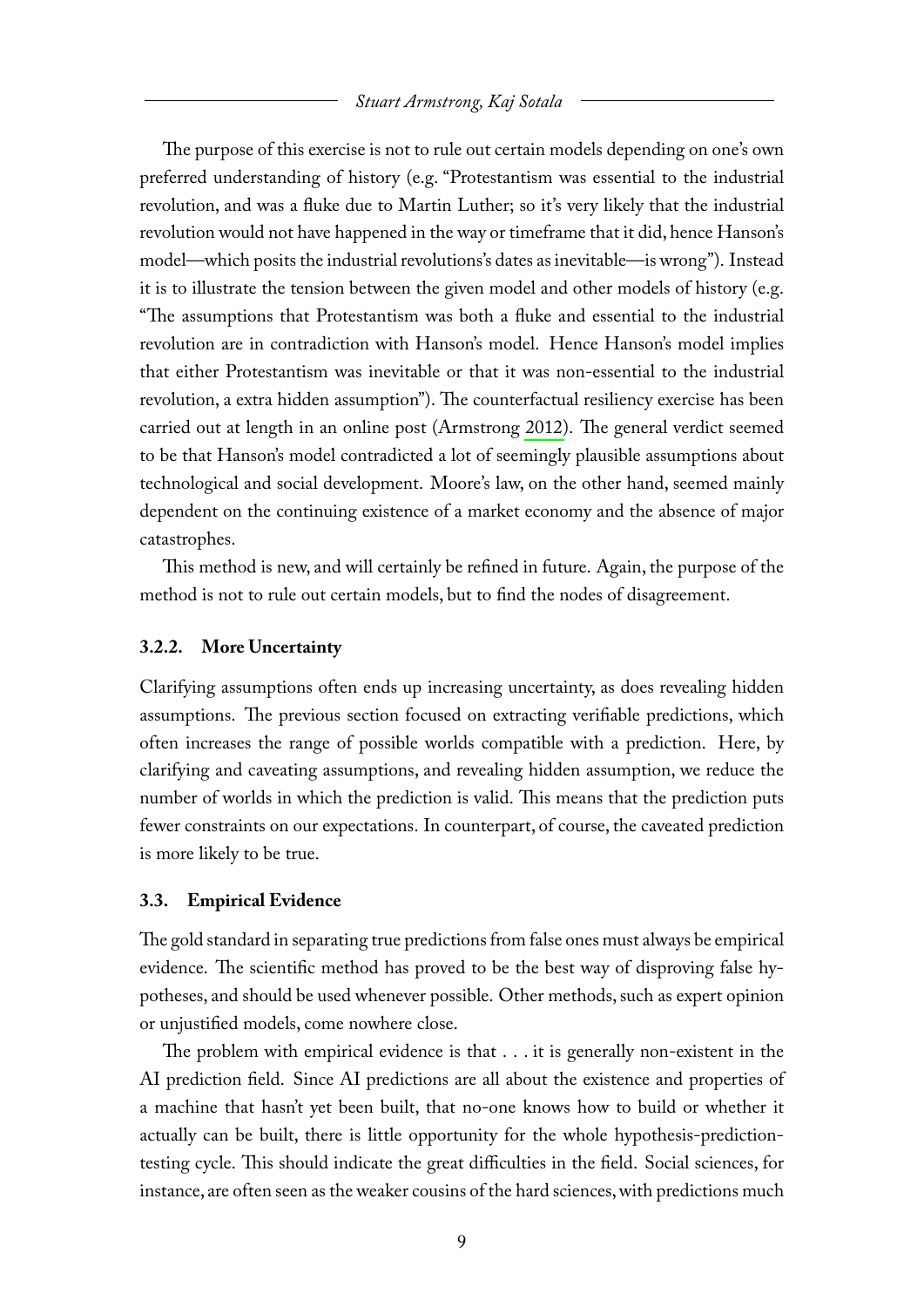The purpose of this exercise is not to rule out certain models depending on one's own preferred understanding of history (e.g. "Protestantism was essential to the industrial revolution, and was a fluke due to Martin Luther; so it's very likely that the industrial revolution would not have happened in the way or timeframe that it did, hence Hanson's model—which posits the industrial revolutions's dates as inevitable—is wrong"). Instead it is to illustrate the tension between the given model and other models of history (e.g. "The assumptions that Protestantism was both a fluke and essential to the industrial revolution are in contradiction with Hanson's model. Hence Hanson's model implies that either Protestantism was inevitable or that it was non-essential to the industrial revolution, a extra hidden assumption"). The counterfactual resiliency exercise has been carried out at length in an online post (Armstrong 2012). The general verdict seemed to be that Hanson's model contradicted a lot of seemingly plausible assumptions about technological and social development. Moore's law, on the other hand, seemed mainly dependent on the continuing existence of a market economy and the absence of major catastrophes.

This method is new, and will certainly be refined in future. Again, the purpose of the method is not to rule out certain models, but to find the nodes of disagreement.

### 3.2.2. More Uncertainty

Clarifying assumptions often ends up increasing uncertainty, as does revealing hidden assumptions. The previous section focused on extracting verifiable predictions, which often increases the range of possible worlds compatible with a prediction. Here, by clarifying and caveating assumptions, and revealing hidden assumption, we reduce the number of worlds in which the prediction is valid. This means that the prediction puts fewer constraints on our expectations. In counterpart, of course, the caveated prediction is more likely to be true.

## 3.3. Empirical Evidence

The gold standard in separating true predictions from false ones must always be empirical evidence. The scientific method has proved to be the best way of disproving false hypotheses, and should be used whenever possible. Other methods, such as expert opinion or unjustified models, come nowhere close.

The problem with empirical evidence is that . . . it is generally non-existent in the AI prediction field. Since AI predictions are all about the existence and properties of a machine that hasn't yet been built, that no-one knows how to build or whether it actually can be built, there is little opportunity for the whole hypothesis-prediction-testing cycle. This should indicate the great difficulties in the field. Social sciences, for instance, are often seen as the weaker cousins of the hard sciences, with predictions much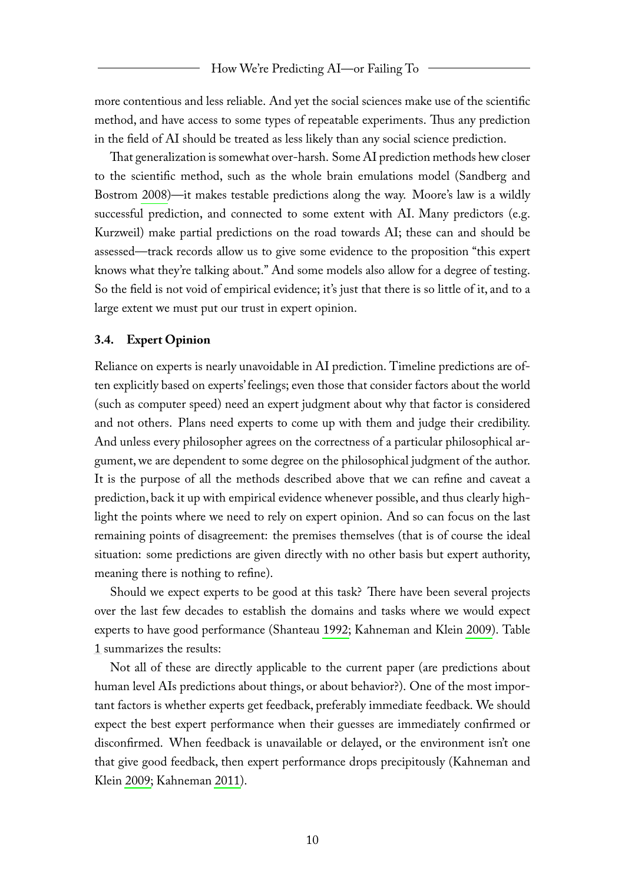more contentious and less reliable. And yet the social sciences make use of the scientific method, and have access to some types of repeatable experiments. Thus any prediction in the field of AI should be treated as less likely than any social science prediction.

That generalization is somewhat over-harsh. Some AI prediction methods hew closer to the scientific method, such as the whole brain emulations model (Sandberg and Bostrom 2008)—it makes testable predictions along the way. Moore's law is a wildly successful prediction, and connected to some extent with AI. Many predictors (e.g. Kurzweil) make partial predictions on the road towards AI; these can and should be assessed—track records allow us to give some evidence to the proposition "this expert knows what they're talking about." And some models also allow for a degree of testing. So the field is not void of empirical evidence; it's just that there is so little of it, and to a large extent we must put our trust in expert opinion.

### 3.4. Expert Opinion

Reliance on experts is nearly unavoidable in AI prediction. Timeline predictions are often explicitly based on experts' feelings; even those that consider factors about the world (such as computer speed) need an expert judgment about why that factor is considered and not others. Plans need experts to come up with them and judge their credibility. And unless every philosopher agrees on the correctness of a particular philosophical argument, we are dependent to some degree on the philosophical judgment of the author. It is the purpose of all the methods described above that we can refine and caveat a prediction, back it up with empirical evidence whenever possible, and thus clearly highlight the points where we need to rely on expert opinion. And so can focus on the last remaining points of disagreement: the premises themselves (that is of course the ideal situation: some predictions are given directly with no other basis but expert authority, meaning there is nothing to refine).

Should we expect experts to be good at this task? There have been several projects over the last few decades to establish the domains and tasks where we would expect experts to have good performance (Shanteau 1992; Kahneman and Klein 2009). Table 1 summarizes the results:

Not all of these are directly applicable to the current paper (are predictions about human level AIs predictions about things, or about behavior?). One of the most important factors is whether experts get feedback, preferably immediate feedback. We should expect the best expert performance when their guesses are immediately confirmed or disconfirmed. When feedback is unavailable or delayed, or the environment isn't one that give good feedback, then expert performance drops precipitously (Kahneman and Klein 2009; Kahneman 2011).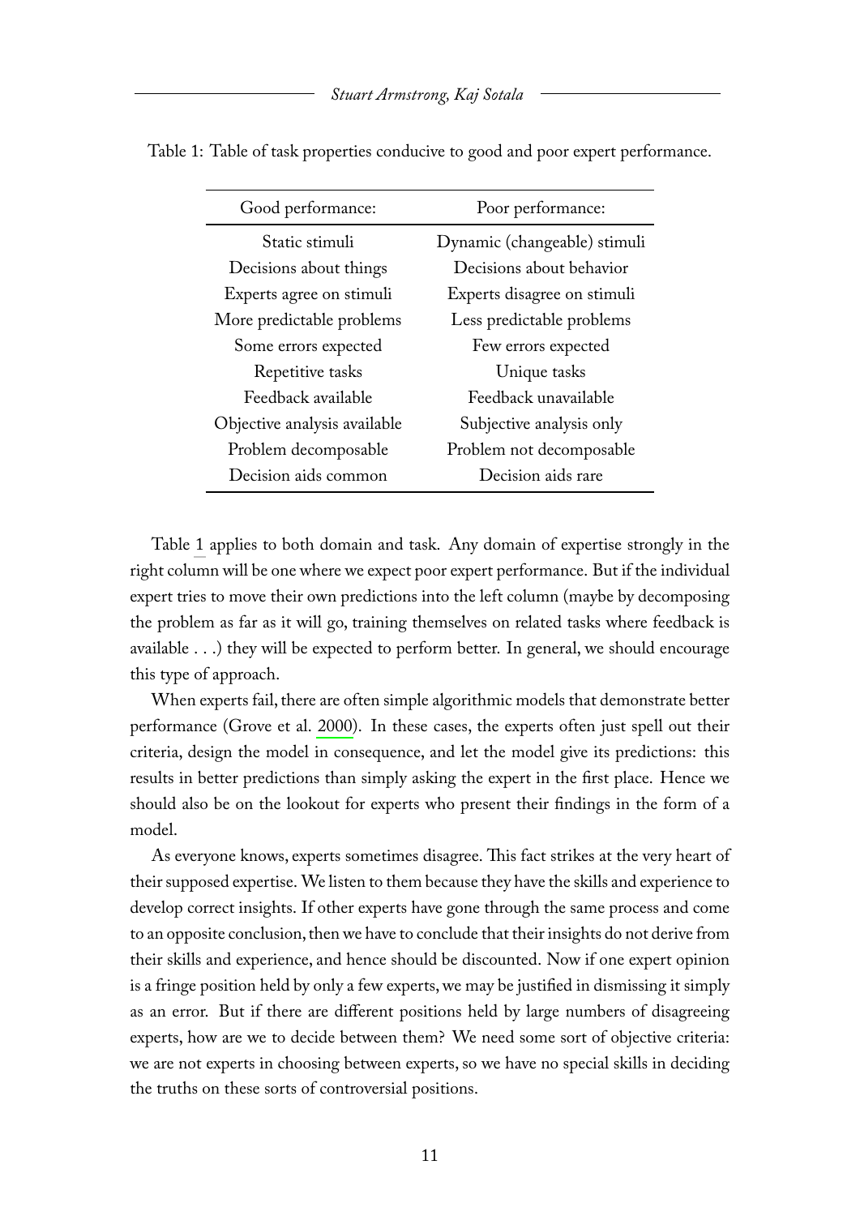Table 1: Table of task properties conducive to good and poor expert performance.

| Good performance: | Poor performance: |
|---|---|
| Static stimuli | Dynamic (changeable) stimuli |
| Decisions about things | Decisions about behavior |
| Experts agree on stimuli | Experts disagree on stimuli |
| More predictable problems | Less predictable problems |
| Some errors expected | Few errors expected |
| Repetitive tasks | Unique tasks |
| Feedback available | Feedback unavailable |
| Objective analysis available | Subjective analysis only |
| Problem decomposable | Problem not decomposable |
| Decision aids common | Decision aids rare |

Table 1 applies to both domain and task. Any domain of expertise strongly in the right column will be one where we expect poor expert performance. But if the individual expert tries to move their own predictions into the left column (maybe by decomposing the problem as far as it will go, training themselves on related tasks where feedback is available . . .) they will be expected to perform better. In general, we should encourage this type of approach.

When experts fail, there are often simple algorithmic models that demonstrate better performance (Grove et al. 2000). In these cases, the experts often just spell out their criteria, design the model in consequence, and let the model give its predictions: this results in better predictions than simply asking the expert in the first place. Hence we should also be on the lookout for experts who present their findings in the form of a model.

As everyone knows, experts sometimes disagree. This fact strikes at the very heart of their supposed expertise. We listen to them because they have the skills and experience to develop correct insights. If other experts have gone through the same process and come to an opposite conclusion, then we have to conclude that their insights do not derive from their skills and experience, and hence should be discounted. Now if one expert opinion is a fringe position held by only a few experts, we may be justified in dismissing it simply as an error. But if there are different positions held by large numbers of disagreeing experts, how are we to decide between them? We need some sort of objective criteria: we are not experts in choosing between experts, so we have no special skills in deciding the truths on these sorts of controversial positions.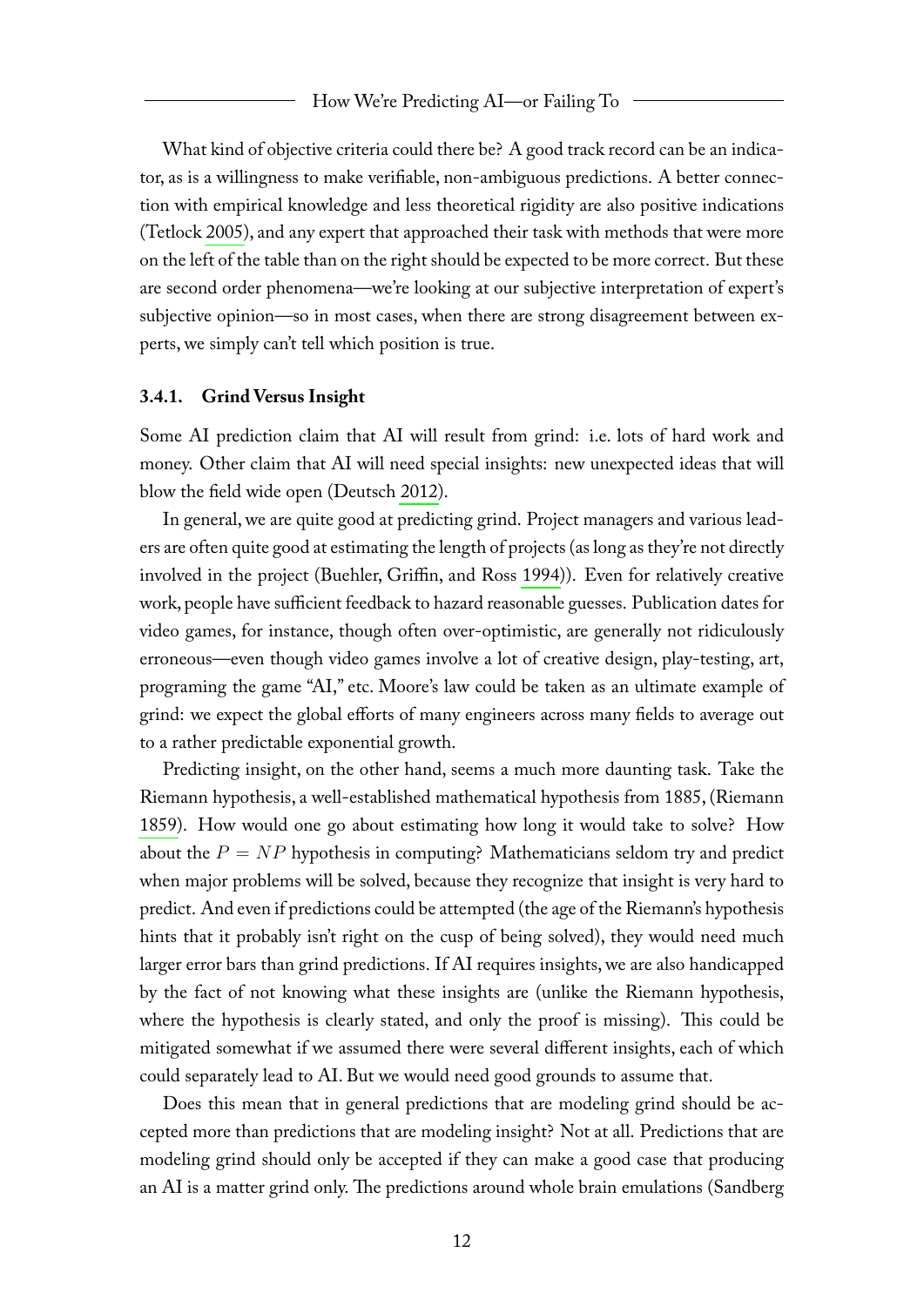What kind of objective criteria could there be? A good track record can be an indicator, as is a willingness to make verifiable, non-ambiguous predictions. A better connection with empirical knowledge and less theoretical rigidity are also positive indications (Tetlock 2005), and any expert that approached their task with methods that were more on the left of the table than on the right should be expected to be more correct. But these are second order phenomena—we're looking at our subjective interpretation of expert's subjective opinion—so in most cases, when there are strong disagreement between experts, we simply can't tell which position is true.

### 3.4.1. Grind Versus Insight

Some AI prediction claim that AI will result from grind: i.e. lots of hard work and money. Other claim that AI will need special insights: new unexpected ideas that will blow the field wide open (Deutsch 2012).

In general, we are quite good at predicting grind. Project managers and various leaders are often quite good at estimating the length of projects (as long as they're not directly involved in the project (Buehler, Griffin, and Ross 1994)). Even for relatively creative work, people have sufficient feedback to hazard reasonable guesses. Publication dates for video games, for instance, though often over-optimistic, are generally not ridiculously erroneous—even though video games involve a lot of creative design, play-testing, art, programing the game "AI," etc. Moore's law could be taken as an ultimate example of grind: we expect the global efforts of many engineers across many fields to average out to a rather predictable exponential growth.

Predicting insight, on the other hand, seems a much more daunting task. Take the Riemann hypothesis, a well-established mathematical hypothesis from 1885, (Riemann 1859). How would one go about estimating how long it would take to solve? How about the $P = NP$ hypothesis in computing? Mathematicians seldom try and predict when major problems will be solved, because they recognize that insight is very hard to predict. And even if predictions could be attempted (the age of the Riemann's hypothesis hints that it probably isn't right on the cusp of being solved), they would need much larger error bars than grind predictions. If AI requires insights, we are also handicapped by the fact of not knowing what these insights are (unlike the Riemann hypothesis, where the hypothesis is clearly stated, and only the proof is missing). This could be mitigated somewhat if we assumed there were several different insights, each of which could separately lead to AI. But we would need good grounds to assume that.

Does this mean that in general predictions that are modeling grind should be accepted more than predictions that are modeling insight? Not at all. Predictions that are modeling grind should only be accepted if they can make a good case that producing an AI is a matter grind only. The predictions around whole brain emulations (Sandberg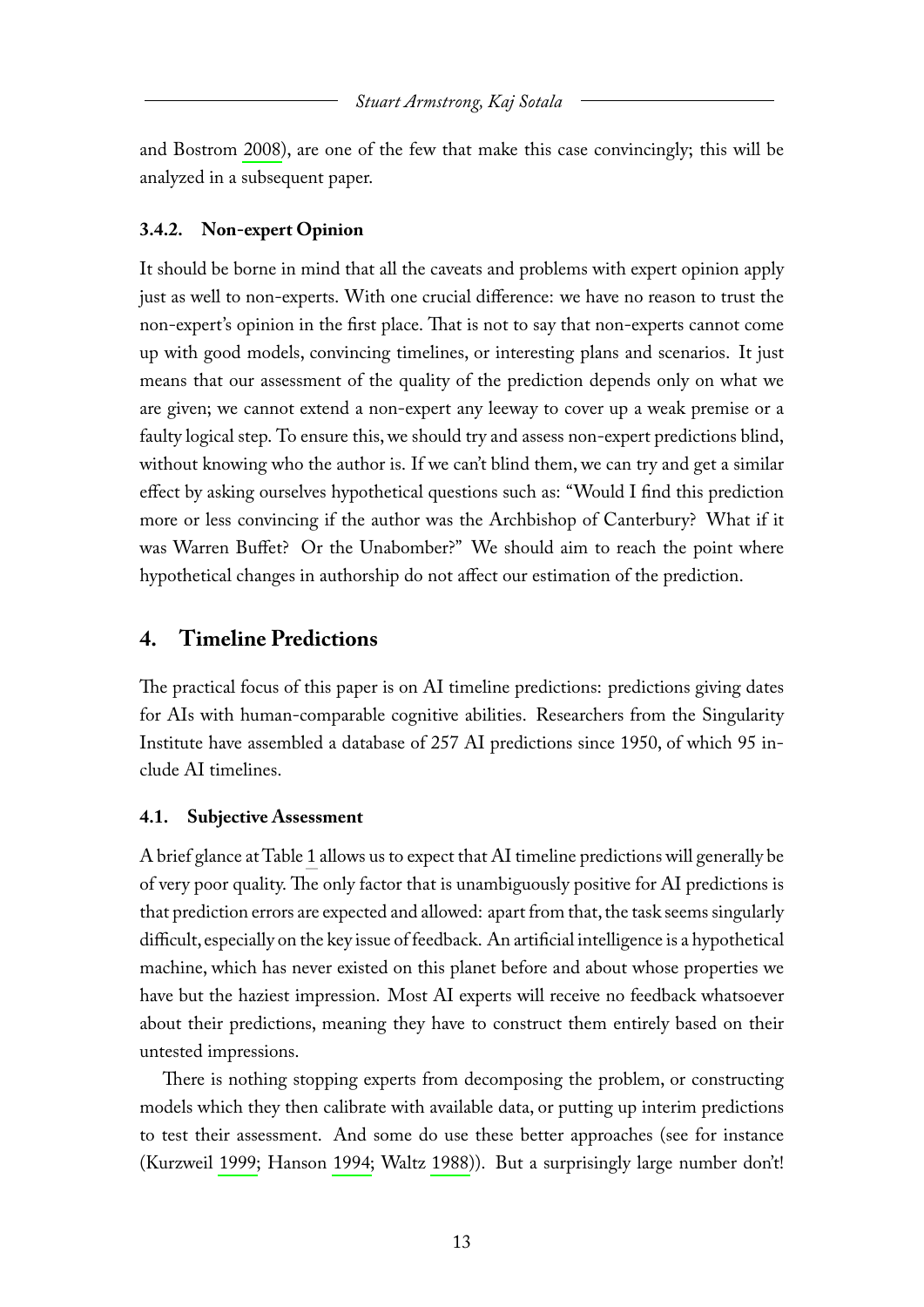and Bostrom 2008), are one of the few that make this case convincingly; this will be analyzed in a subsequent paper.

### 3.4.2. Non-expert Opinion

It should be borne in mind that all the caveats and problems with expert opinion apply just as well to non-experts. With one crucial difference: we have no reason to trust the non-expert's opinion in the first place. That is not to say that non-experts cannot come up with good models, convincing timelines, or interesting plans and scenarios. It just means that our assessment of the quality of the prediction depends only on what we are given; we cannot extend a non-expert any leeway to cover up a weak premise or a faulty logical step. To ensure this, we should try and assess non-expert predictions blind, without knowing who the author is. If we can't blind them, we can try and get a similar effect by asking ourselves hypothetical questions such as: "Would I find this prediction more or less convincing if the author was the Archbishop of Canterbury? What if it was Warren Buffet? Or the Unabomber?" We should aim to reach the point where hypothetical changes in authorship do not affect our estimation of the prediction.

## 4. Timeline Predictions

The practical focus of this paper is on AI timeline predictions: predictions giving dates for AIs with human-comparable cognitive abilities. Researchers from the Singularity Institute have assembled a database of 257 AI predictions since 1950, of which 95 include AI timelines.

### 4.1. Subjective Assessment

A brief glance at Table 1 allows us to expect that AI timeline predictions will generally be of very poor quality. The only factor that is unambiguously positive for AI predictions is that prediction errors are expected and allowed: apart from that, the task seems singularly difficult, especially on the key issue of feedback. An artificial intelligence is a hypothetical machine, which has never existed on this planet before and about whose properties we have but the haziest impression. Most AI experts will receive no feedback whatsoever about their predictions, meaning they have to construct them entirely based on their untested impressions.

There is nothing stopping experts from decomposing the problem, or constructing models which they then calibrate with available data, or putting up interim predictions to test their assessment. And some do use these better approaches (see for instance (Kurzweil 1999; Hanson 1994; Waltz 1988)). But a surprisingly large number don't!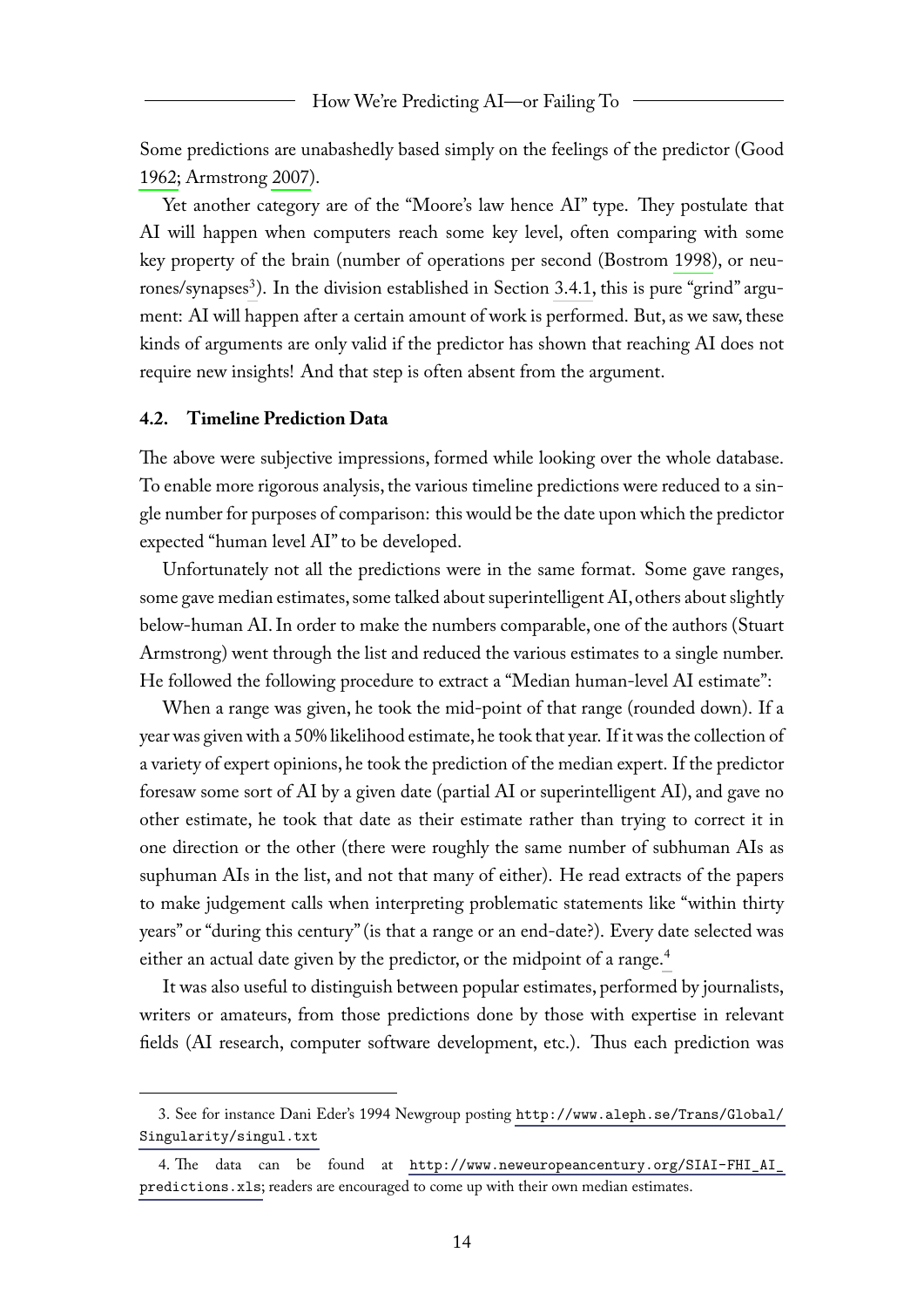Some predictions are unabashedly based simply on the feelings of the predictor (Good 1962; Armstrong 2007).

Yet another category are of the "Moore's law hence AI" type. They postulate that AI will happen when computers reach some key level, often comparing with some key property of the brain (number of operations per second (Bostrom 1998), or neurones/synapses[3]). In the division established in Section 3.4.1, this is pure "grind" argument: AI will happen after a certain amount of work is performed. But, as we saw, these kinds of arguments are only valid if the predictor has shown that reaching AI does not require new insights! And that step is often absent from the argument.

### 4.2. Timeline Prediction Data

The above were subjective impressions, formed while looking over the whole database. To enable more rigorous analysis, the various timeline predictions were reduced to a single number for purposes of comparison: this would be the date upon which the predictor expected "human level AI" to be developed.

Unfortunately not all the predictions were in the same format. Some gave ranges, some gave median estimates, some talked about superintelligent AI, others about slightly below-human AI. In order to make the numbers comparable, one of the authors (Stuart Armstrong) went through the list and reduced the various estimates to a single number. He followed the following procedure to extract a "Median human-level AI estimate":

When a range was given, he took the mid-point of that range (rounded down). If a year was given with a 50% likelihood estimate, he took that year. If it was the collection of a variety of expert opinions, he took the prediction of the median expert. If the predictor foresaw some sort of AI by a given date (partial AI or superintelligent AI), and gave no other estimate, he took that date as their estimate rather than trying to correct it in one direction or the other (there were roughly the same number of subhuman AIs as suphuman AIs in the list, and not that many of either). He read extracts of the papers to make judgement calls when interpreting problematic statements like "within thirty years" or "during this century" (is that a range or an end-date?). Every date selected was either an actual date given by the predictor, or the midpoint of a range.[4]

It was also useful to distinguish between popular estimates, performed by journalists, writers or amateurs, from those predictions done by those with expertise in relevant fields (AI research, computer software development, etc.). Thus each prediction was

---

3. See for instance Dani Eder's 1994 Newgroup posting http://www.aleph.se/Trans/Global/Singularity/singul.txt

4. The data can be found at http://www.neweuropeancentury.org/SIAI-FHI_AI_predictions.xls; readers are encouraged to come up with their own median estimates.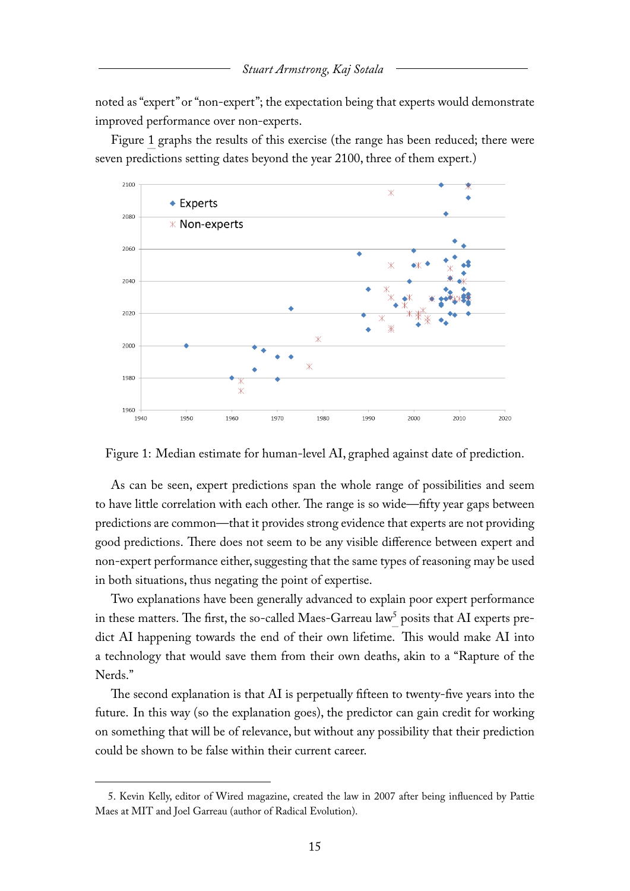noted as "expert" or "non-expert"; the expectation being that experts would demonstrate improved performance over non-experts.

Figure 1 graphs the results of this exercise (the range has been reduced; there were seven predictions setting dates beyond the year 2100, three of them expert.)

Figure 1: Median estimate for human-level AI, graphed against date of prediction.

As can be seen, expert predictions span the whole range of possibilities and seem to have little correlation with each other. The range is so wide—fifty year gaps between predictions are common—that it provides strong evidence that experts are not providing good predictions. There does not seem to be any visible difference between expert and non-expert performance either, suggesting that the same types of reasoning may be used in both situations, thus negating the point of expertise.

Two explanations have been generally advanced to explain poor expert performance in these matters. The first, the so-called Maes-Garreau law[5] posits that AI experts predict AI happening towards the end of their own lifetime. This would make AI into a technology that would save them from their own deaths, akin to a "Rapture of the Nerds."

The second explanation is that AI is perpetually fifteen to twenty-five years into the future. In this way (so the explanation goes), the predictor can gain credit for working on something that will be of relevance, but without any possibility that their prediction could be shown to be false within their current career.

5. Kevin Kelly, editor of Wired magazine, created the law in 2007 after being influenced by Pattie Maes at MIT and Joel Garreau (author of Radical Evolution).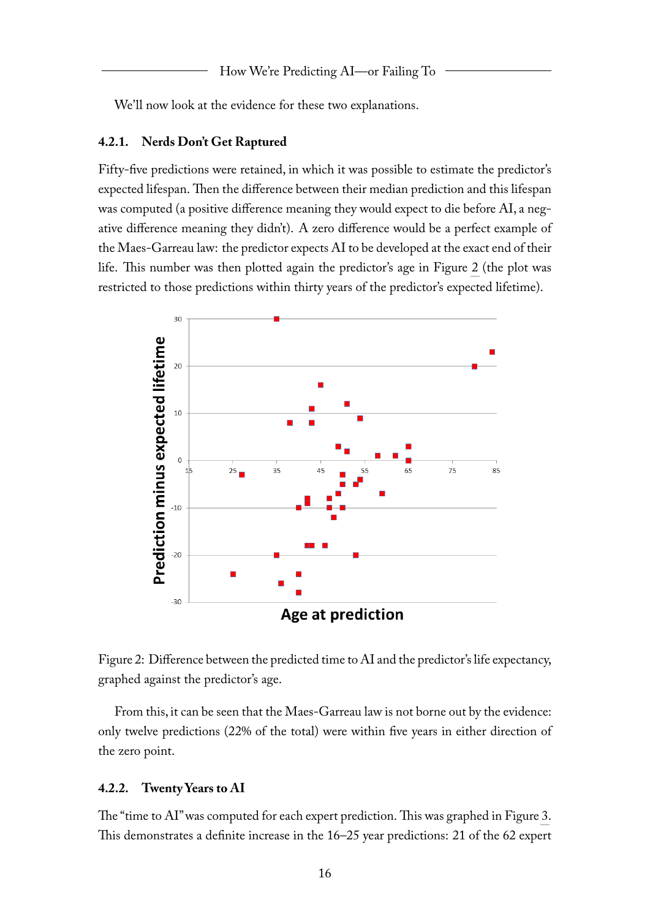We'll now look at the evidence for these two explanations.

### 4.2.1. Nerds Don't Get Raptured

Fifty-five predictions were retained, in which it was possible to estimate the predictor's expected lifespan. Then the difference between their median prediction and this lifespan was computed (a positive difference meaning they would expect to die before AI, a negative difference meaning they didn't). A zero difference would be a perfect example of the Maes-Garreau law: the predictor expects AI to be developed at the exact end of their life. This number was then plotted again the predictor's age in Figure 2 (the plot was restricted to those predictions within thirty years of the predictor's expected lifetime).

Figure 2: Difference between the predicted time to AI and the predictor's life expectancy, graphed against the predictor's age.

From this, it can be seen that the Maes-Garreau law is not borne out by the evidence: only twelve predictions (22% of the total) were within five years in either direction of the zero point.

### 4.2.2. Twenty Years to AI

The "time to AI" was computed for each expert prediction. This was graphed in Figure 3. This demonstrates a definite increase in the 16–25 year predictions: 21 of the 62 expert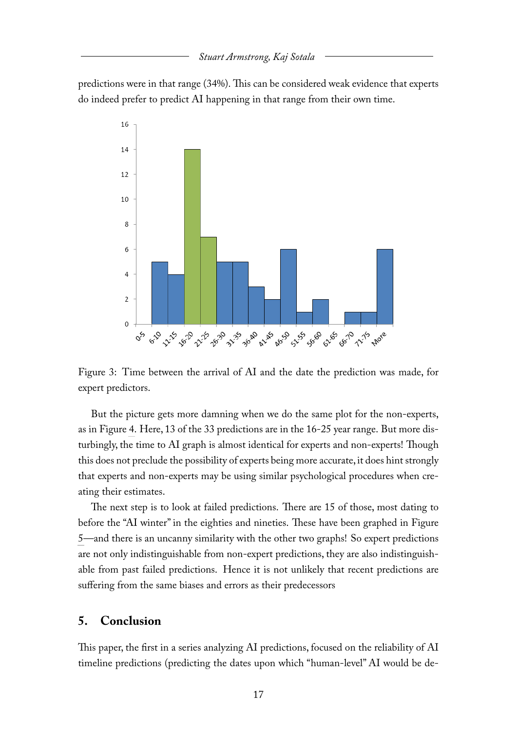predictions were in that range (34%). This can be considered weak evidence that experts do indeed prefer to predict AI happening in that range from their own time.

Figure 3: Time between the arrival of AI and the date the prediction was made, for expert predictors.

But the picture gets more damning when we do the same plot for the non-experts, as in Figure 4. Here, 13 of the 33 predictions are in the 16-25 year range. But more disturbingly, the time to AI graph is almost identical for experts and non-experts! Though this does not preclude the possibility of experts being more accurate, it does hint strongly that experts and non-experts may be using similar psychological procedures when creating their estimates.

The next step is to look at failed predictions. There are 15 of those, most dating to before the "AI winter" in the eighties and nineties. These have been graphed in Figure 5—and there is an uncanny similarity with the other two graphs! So expert predictions are not only indistinguishable from non-expert predictions, they are also indistinguishable from past failed predictions. Hence it is not unlikely that recent predictions are suffering from the same biases and errors as their predecessors

## 5. Conclusion

This paper, the first in a series analyzing AI predictions, focused on the reliability of AI timeline predictions (predicting the dates upon which "human-level" AI would be de-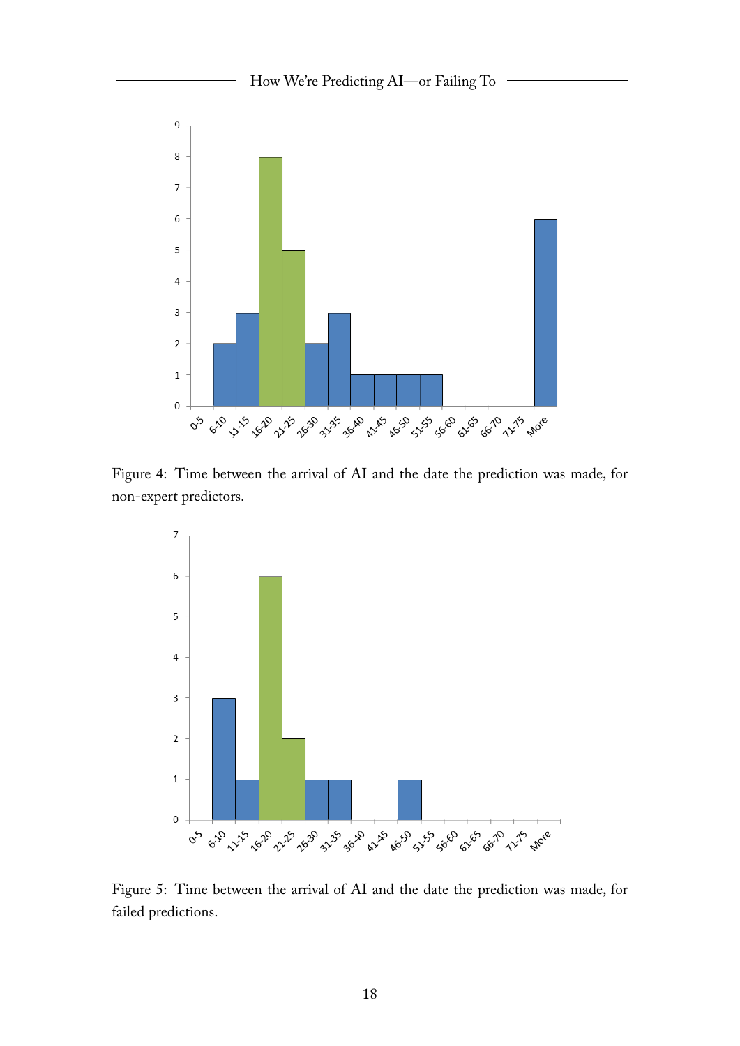Figure 4: Time between the arrival of AI and the date the prediction was made, for non-expert predictors.

Figure 5: Time between the arrival of AI and the date the prediction was made, for failed predictions.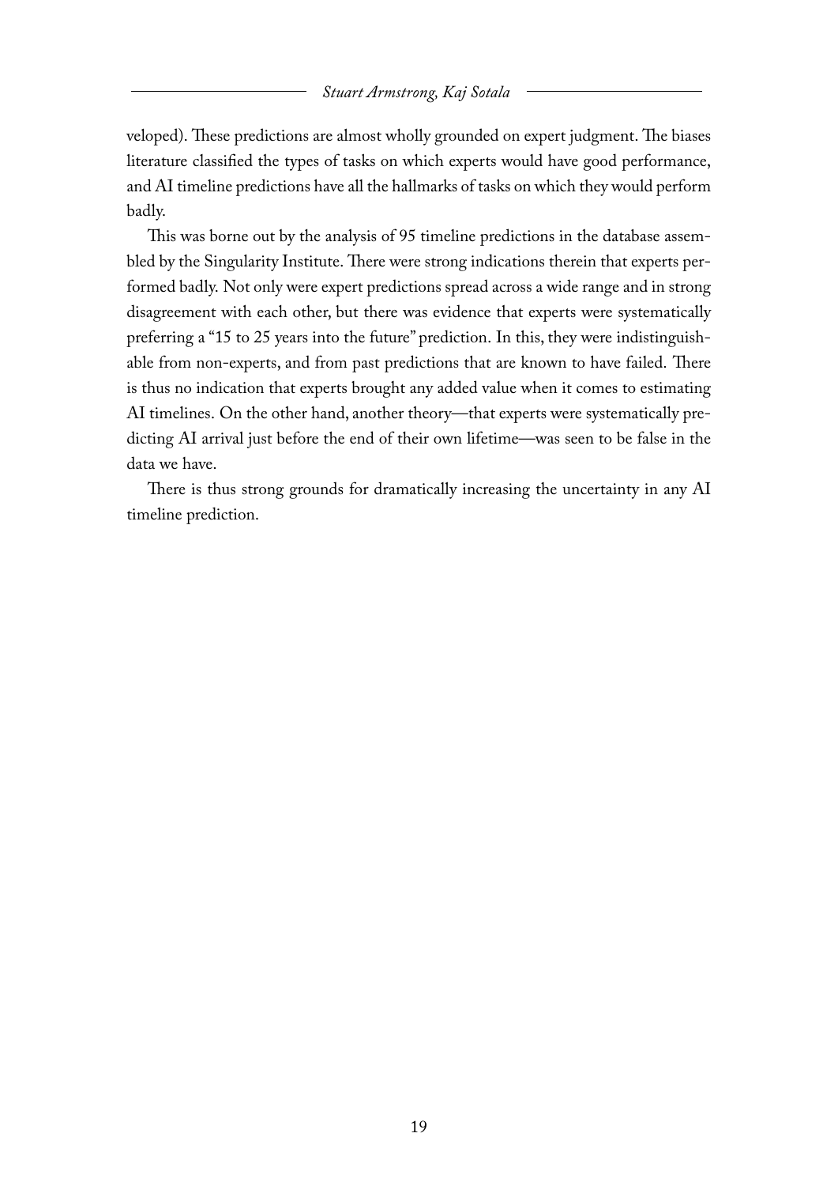veloped). These predictions are almost wholly grounded on expert judgment. The biases literature classified the types of tasks on which experts would have good performance, and AI timeline predictions have all the hallmarks of tasks on which they would perform badly.

This was borne out by the analysis of 95 timeline predictions in the database assembled by the Singularity Institute. There were strong indications therein that experts performed badly. Not only were expert predictions spread across a wide range and in strong disagreement with each other, but there was evidence that experts were systematically preferring a "15 to 25 years into the future" prediction. In this, they were indistinguishable from non-experts, and from past predictions that are known to have failed. There is thus no indication that experts brought any added value when it comes to estimating AI timelines. On the other hand, another theory—that experts were systematically predicting AI arrival just before the end of their own lifetime—was seen to be false in the data we have.

There is thus strong grounds for dramatically increasing the uncertainty in any AI timeline prediction.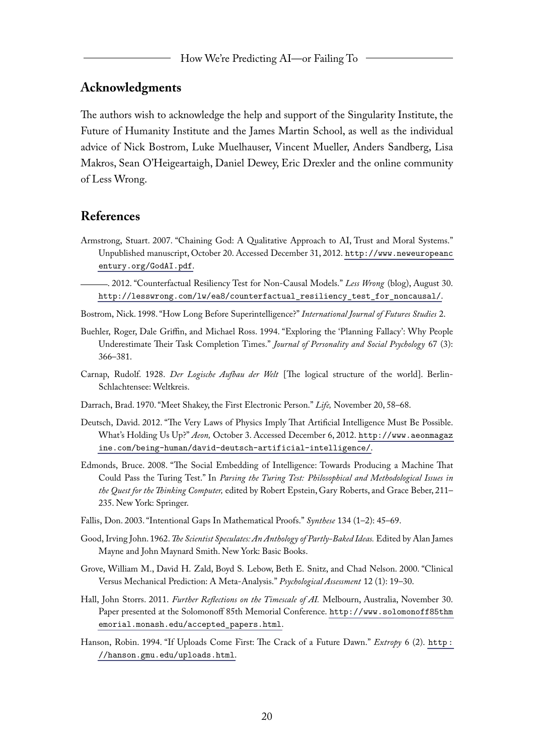## Acknowledgments

The authors wish to acknowledge the help and support of the Singularity Institute, the Future of Humanity Institute and the James Martin School, as well as the individual advice of Nick Bostrom, Luke Muelhauser, Vincent Mueller, Anders Sandberg, Lisa Makros, Sean O'Heigeartaigh, Daniel Dewey, Eric Drexler and the online community of Less Wrong.

## References

Armstrong, Stuart. 2007. "Chaining God: A Qualitative Approach to AI, Trust and Moral Systems." Unpublished manuscript, October 20. Accessed December 31, 2012. http://www.neweuropeancentury.org/GodAI.pdf.

———. 2012. "Counterfactual Resiliency Test for Non-Causal Models." *Less Wrong* (blog), August 30. http://lesswrong.com/lw/ea8/counterfactual_resiliency_test_for_noncausal/.

Bostrom, Nick. 1998. "How Long Before Superintelligence?" *International Journal of Futures Studies* 2.

Buehler, Roger, Dale Griffin, and Michael Ross. 1994. "Exploring the 'Planning Fallacy': Why People Underestimate Their Task Completion Times." *Journal of Personality and Social Psychology* 67 (3): 366–381.

Carnap, Rudolf. 1928. *Der Logische Aufbau der Welt* [The logical structure of the world]. Berlin-Schlachtensee: Weltkreis.

Darrach, Brad. 1970. "Meet Shakey, the First Electronic Person." *Life,* November 20, 58–68.

Deutsch, David. 2012. "The Very Laws of Physics Imply That Artificial Intelligence Must Be Possible. What's Holding Us Up?" *Aeon,* October 3. Accessed December 6, 2012. http://www.aeonmagazine.com/being-human/david-deutsch-artificial-intelligence/.

Edmonds, Bruce. 2008. "The Social Embedding of Intelligence: Towards Producing a Machine That Could Pass the Turing Test." In *Parsing the Turing Test: Philosophical and Methodological Issues in the Quest for the Thinking Computer,* edited by Robert Epstein, Gary Roberts, and Grace Beber, 211–235. New York: Springer.

Fallis, Don. 2003. "Intentional Gaps In Mathematical Proofs." *Synthese* 134 (1–2): 45–69.

Good, Irving John. 1962. *The Scientist Speculates: An Anthology of Partly-Baked Ideas.* Edited by Alan James Mayne and John Maynard Smith. New York: Basic Books.

Grove, William M., David H. Zald, Boyd S. Lebow, Beth E. Snitz, and Chad Nelson. 2000. "Clinical Versus Mechanical Prediction: A Meta-Analysis." *Psychological Assessment* 12 (1): 19–30.

Hall, John Storrs. 2011. *Further Reflections on the Timescale of AI.* Melbourn, Australia, November 30. Paper presented at the Solomonoff 85th Memorial Conference. http://www.solomonoff85thmemorial.monash.edu/accepted_papers.html.

Hanson, Robin. 1994. "If Uploads Come First: The Crack of a Future Dawn." *Extropy* 6 (2). http://hanson.gmu.edu/uploads.html.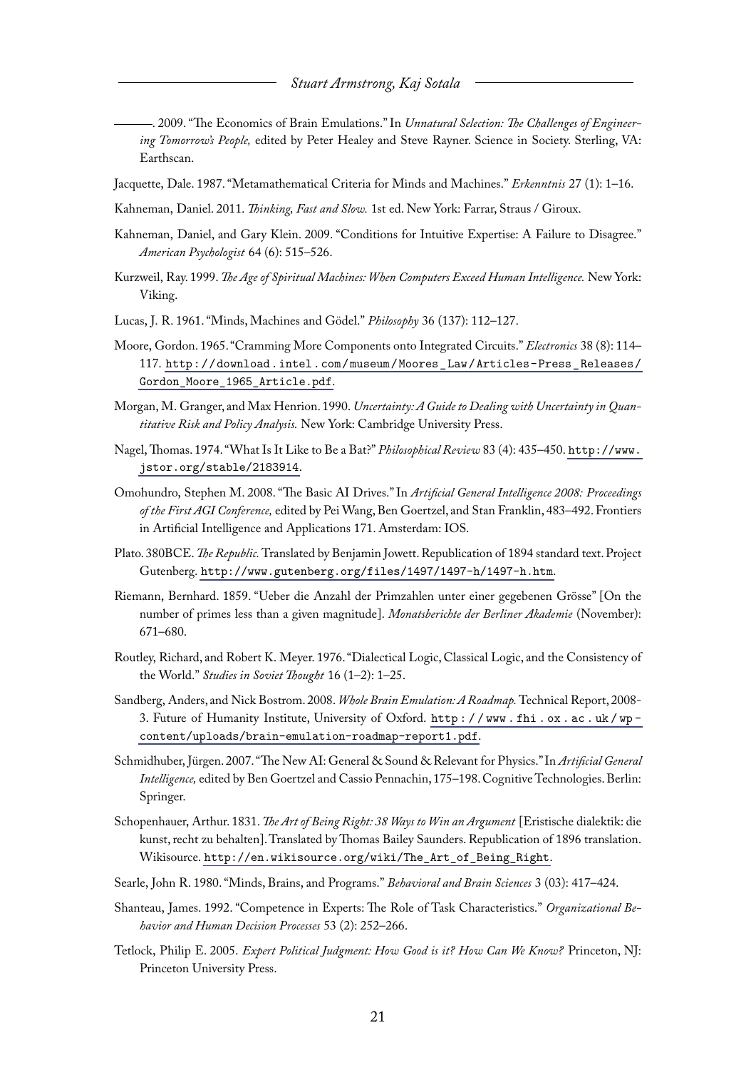———. 2009. "The Economics of Brain Emulations." In *Unnatural Selection: The Challenges of Engineering Tomorrow's People,* edited by Peter Healey and Steve Rayner. Science in Society. Sterling, VA: Earthscan.

Jacquette, Dale. 1987. "Metamathematical Criteria for Minds and Machines." *Erkenntnis* 27 (1): 1–16.

Kahneman, Daniel. 2011. *Thinking, Fast and Slow.* 1st ed. New York: Farrar, Straus / Giroux.

Kahneman, Daniel, and Gary Klein. 2009. "Conditions for Intuitive Expertise: A Failure to Disagree." *American Psychologist* 64 (6): 515–526.

Kurzweil, Ray. 1999. *The Age of Spiritual Machines: When Computers Exceed Human Intelligence.* New York: Viking.

Lucas, J. R. 1961. "Minds, Machines and Gödel." *Philosophy* 36 (137): 112–127.

Moore, Gordon. 1965. "Cramming More Components onto Integrated Circuits." *Electronics* 38 (8): 114–117. http://download.intel.com/museum/Moores_Law/Articles-Press_Releases/Gordon_Moore_1965_Article.pdf.

Morgan, M. Granger, and Max Henrion. 1990. *Uncertainty: A Guide to Dealing with Uncertainty in Quantitative Risk and Policy Analysis.* New York: Cambridge University Press.

Nagel, Thomas. 1974. "What Is It Like to Be a Bat?" *Philosophical Review* 83 (4): 435–450. http://www.jstor.org/stable/2183914.

Omohundro, Stephen M. 2008. "The Basic AI Drives." In *Artificial General Intelligence 2008: Proceedings of the First AGI Conference,* edited by Pei Wang, Ben Goertzel, and Stan Franklin, 483–492. Frontiers in Artificial Intelligence and Applications 171. Amsterdam: IOS.

Plato. 380BCE. *The Republic.* Translated by Benjamin Jowett. Republication of 1894 standard text. Project Gutenberg. http://www.gutenberg.org/files/1497/1497-h/1497-h.htm.

Riemann, Bernhard. 1859. "Ueber die Anzahl der Primzahlen unter einer gegebenen Grösse" [On the number of primes less than a given magnitude]. *Monatsberichte der Berliner Akademie* (November): 671–680.

Routley, Richard, and Robert K. Meyer. 1976. "Dialectical Logic, Classical Logic, and the Consistency of the World." *Studies in Soviet Thought* 16 (1–2): 1–25.

Sandberg, Anders, and Nick Bostrom. 2008. *Whole Brain Emulation: A Roadmap.* Technical Report, 2008-3. Future of Humanity Institute, University of Oxford. http://www.fhi.ox.ac.uk/wp-content/uploads/brain-emulation-roadmap-report1.pdf.

Schmidhuber, Jürgen. 2007. "The New AI: General & Sound & Relevant for Physics." In *Artificial General Intelligence,* edited by Ben Goertzel and Cassio Pennachin, 175–198. Cognitive Technologies. Berlin: Springer.

Schopenhauer, Arthur. 1831. *The Art of Being Right: 38 Ways to Win an Argument* [Eristische dialektik: die kunst, recht zu behalten]. Translated by Thomas Bailey Saunders. Republication of 1896 translation. Wikisource. http://en.wikisource.org/wiki/The_Art_of_Being_Right.

Searle, John R. 1980. "Minds, Brains, and Programs." *Behavioral and Brain Sciences* 3 (03): 417–424.

Shanteau, James. 1992. "Competence in Experts: The Role of Task Characteristics." *Organizational Behavior and Human Decision Processes* 53 (2): 252–266.

Tetlock, Philip E. 2005. *Expert Political Judgment: How Good is it? How Can We Know?* Princeton, NJ: Princeton University Press.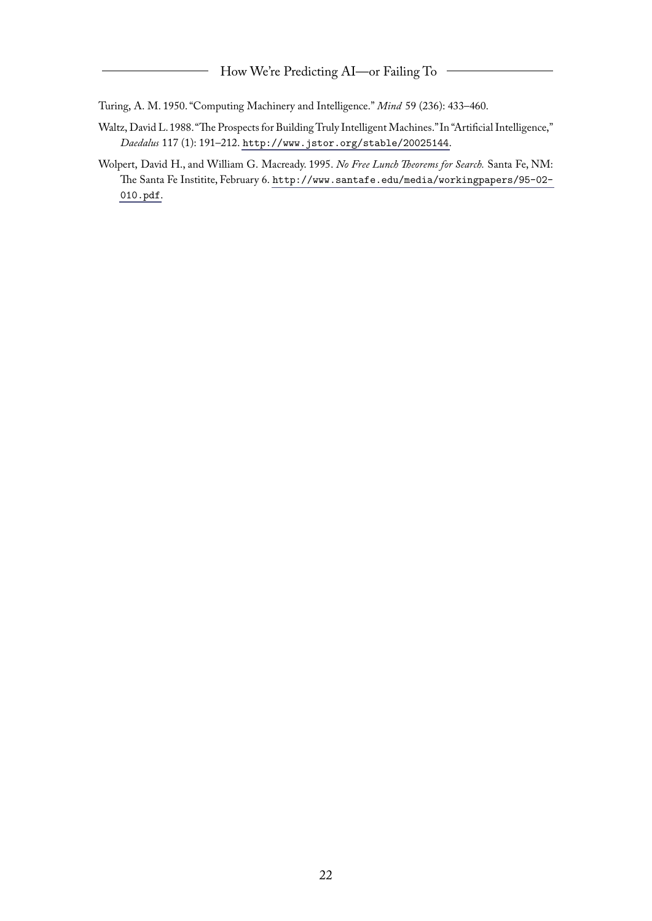Turing, A. M. 1950. "Computing Machinery and Intelligence." *Mind* 59 (236): 433–460.

Waltz, David L. 1988. "The Prospects for Building Truly Intelligent Machines." In "Artificial Intelligence," *Daedalus* 117 (1): 191–212. http://www.jstor.org/stable/20025144.

Wolpert, David H., and William G. Macready. 1995. *No Free Lunch Theorems for Search.* Santa Fe, NM: The Santa Fe Institite, February 6. http://www.santafe.edu/media/workingpapers/95-02-010.pdf.